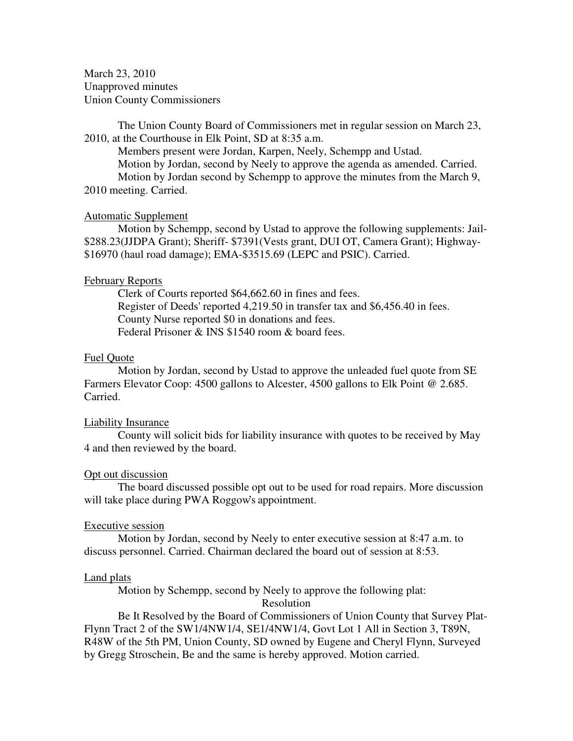March 23, 2010
Unapproved minutes
Union County Commissioners

The Union County Board of Commissioners met in regular session on March 23, 2010, at the Courthouse in Elk Point, SD at 8:35 a.m.

Members present were Jordan, Karpen, Neely, Schempp and Ustad.

Motion by Jordan, second by Neely to approve the agenda as amended. Carried.

Motion by Jordan second by Schempp to approve the minutes from the March 9, 2010 meeting. Carried.

## Automatic Supplement

Motion by Schempp, second by Ustad to approve the following supplements: Jail-$288.23(JJDPA Grant); Sheriff- $7391(Vests grant, DUI OT, Camera Grant); Highway-$16970 (haul road damage); EMA-$3515.69 (LEPC and PSIC). Carried.

## February Reports

Clerk of Courts reported $64,662.60 in fines and fees.
Register of Deeds' reported 4,219.50 in transfer tax and $6,456.40 in fees.
County Nurse reported $0 in donations and fees.
Federal Prisoner & INS $1540 room & board fees.

## Fuel Quote

Motion by Jordan, second by Ustad to approve the unleaded fuel quote from SE Farmers Elevator Coop: 4500 gallons to Alcester, 4500 gallons to Elk Point @ 2.685. Carried.

## Liability Insurance

County will solicit bids for liability insurance with quotes to be received by May 4 and then reviewed by the board.

## Opt out discussion

The board discussed possible opt out to be used for road repairs. More discussion will take place during PWA Roggow's appointment.

## Executive session

Motion by Jordan, second by Neely to enter executive session at 8:47 a.m. to discuss personnel. Carried. Chairman declared the board out of session at 8:53.

## Land plats

Motion by Schempp, second by Neely to approve the following plat:

Resolution

Be It Resolved by the Board of Commissioners of Union County that Survey Plat-Flynn Tract 2 of the SW1/4NW1/4, SE1/4NW1/4, Govt Lot 1 All in Section 3, T89N, R48W of the 5th PM, Union County, SD owned by Eugene and Cheryl Flynn, Surveyed by Gregg Stroschein, Be and the same is hereby approved. Motion carried.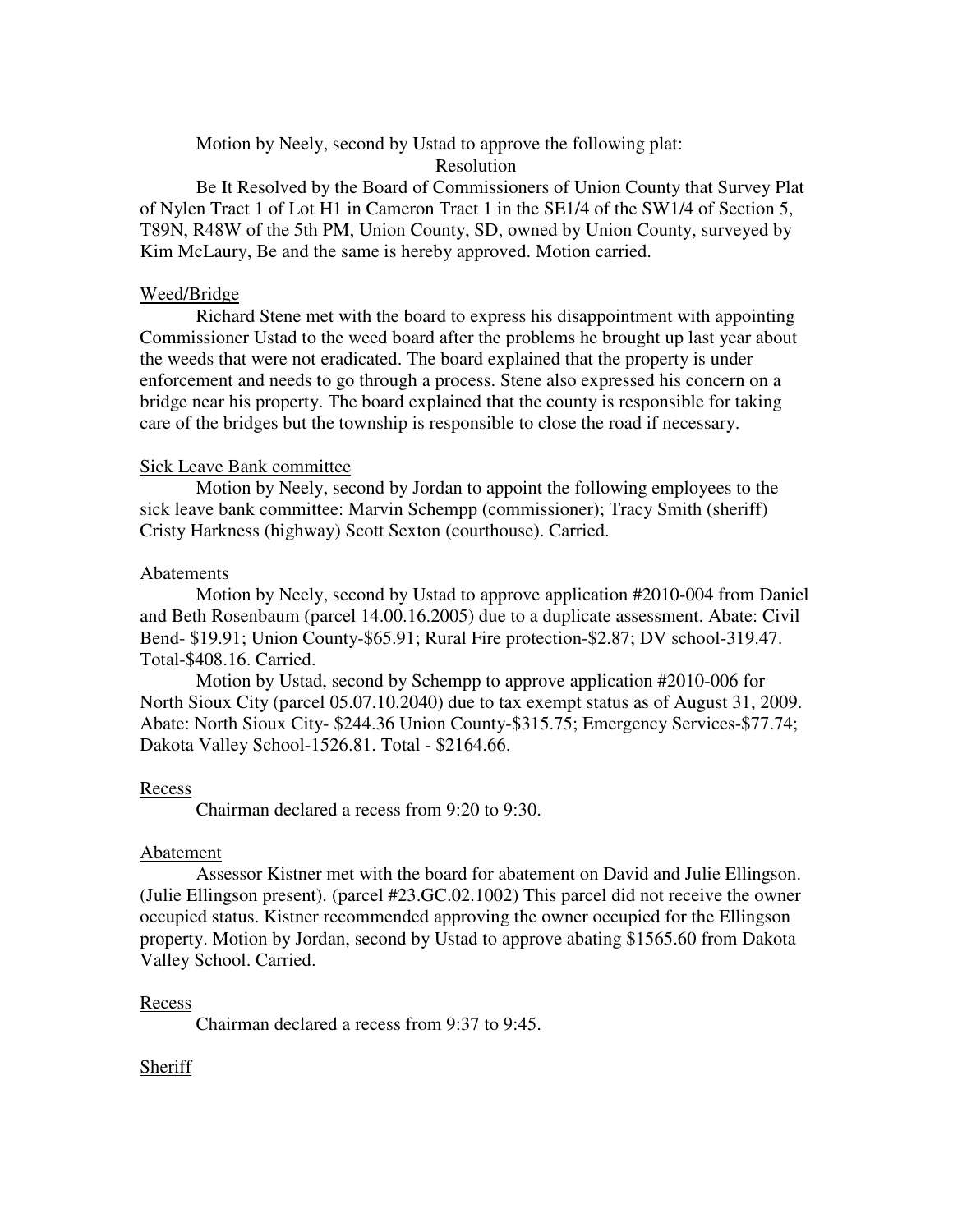Motion by Neely, second by Ustad to approve the following plat:

Resolution

Be It Resolved by the Board of Commissioners of Union County that Survey Plat of Nylen Tract 1 of Lot H1 in Cameron Tract 1 in the SE1/4 of the SW1/4 of Section 5, T89N, R48W of the 5th PM, Union County, SD, owned by Union County, surveyed by Kim McLaury, Be and the same is hereby approved. Motion carried.

<u>Weed/Bridge</u>

Richard Stene met with the board to express his disappointment with appointing Commissioner Ustad to the weed board after the problems he brought up last year about the weeds that were not eradicated. The board explained that the property is under enforcement and needs to go through a process. Stene also expressed his concern on a bridge near his property. The board explained that the county is responsible for taking care of the bridges but the township is responsible to close the road if necessary.

<u>Sick Leave Bank committee</u>

Motion by Neely, second by Jordan to appoint the following employees to the sick leave bank committee: Marvin Schempp (commissioner); Tracy Smith (sheriff) Cristy Harkness (highway) Scott Sexton (courthouse). Carried.

<u>Abatements</u>

Motion by Neely, second by Ustad to approve application #2010-004 from Daniel and Beth Rosenbaum (parcel 14.00.16.2005) due to a duplicate assessment. Abate: Civil Bend- $19.91; Union County-$65.91; Rural Fire protection-$2.87; DV school-319.47. Total-$408.16. Carried.

Motion by Ustad, second by Schempp to approve application #2010-006 for North Sioux City (parcel 05.07.10.2040) due to tax exempt status as of August 31, 2009. Abate: North Sioux City- $244.36 Union County-$315.75; Emergency Services-$77.74; Dakota Valley School-1526.81. Total - $2164.66.

<u>Recess</u>

Chairman declared a recess from 9:20 to 9:30.

<u>Abatement</u>

Assessor Kistner met with the board for abatement on David and Julie Ellingson. (Julie Ellingson present). (parcel #23.GC.02.1002) This parcel did not receive the owner occupied status. Kistner recommended approving the owner occupied for the Ellingson property. Motion by Jordan, second by Ustad to approve abating $1565.60 from Dakota Valley School. Carried.

<u>Recess</u>

Chairman declared a recess from 9:37 to 9:45.

<u>Sheriff</u>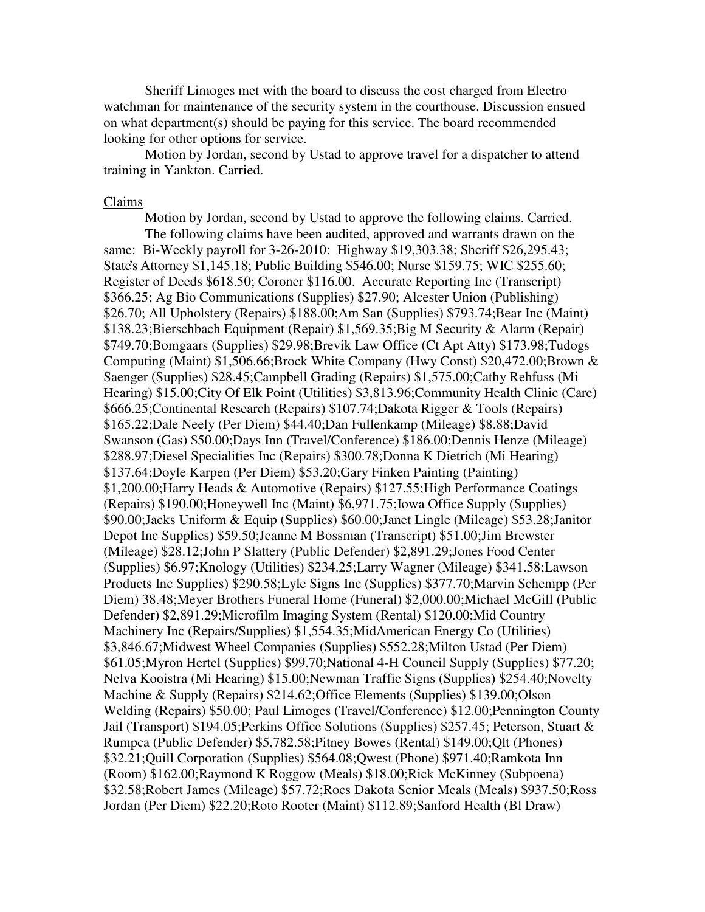Sheriff Limoges met with the board to discuss the cost charged from Electro watchman for maintenance of the security system in the courthouse. Discussion ensued on what department(s) should be paying for this service. The board recommended looking for other options for service.

Motion by Jordan, second by Ustad to approve travel for a dispatcher to attend training in Yankton. Carried.

Claims

Motion by Jordan, second by Ustad to approve the following claims. Carried.

The following claims have been audited, approved and warrants drawn on the same: Bi-Weekly payroll for 3-26-2010: Highway $19,303.38; Sheriff $26,295.43; State's Attorney $1,145.18; Public Building $546.00; Nurse $159.75; WIC $255.60; Register of Deeds $618.50; Coroner $116.00. Accurate Reporting Inc (Transcript) $366.25; Ag Bio Communications (Supplies) $27.90; Alcester Union (Publishing) $26.70; All Upholstery (Repairs) $188.00;Am San (Supplies) $793.74;Bear Inc (Maint) $138.23;Bierschbach Equipment (Repair) $1,569.35;Big M Security & Alarm (Repair) $749.70;Bomgaars (Supplies) $29.98;Brevik Law Office (Ct Apt Atty) $173.98;Tudogs Computing (Maint) $1,506.66;Brock White Company (Hwy Const) $20,472.00;Brown & Saenger (Supplies) $28.45;Campbell Grading (Repairs) $1,575.00;Cathy Rehfuss (Mi Hearing) $15.00;City Of Elk Point (Utilities) $3,813.96;Community Health Clinic (Care) $666.25;Continental Research (Repairs) $107.74;Dakota Rigger & Tools (Repairs) $165.22;Dale Neely (Per Diem) $44.40;Dan Fullenkamp (Mileage) $8.88;David Swanson (Gas) $50.00;Days Inn (Travel/Conference) $186.00;Dennis Henze (Mileage) $288.97;Diesel Specialities Inc (Repairs) $300.78;Donna K Dietrich (Mi Hearing) $137.64;Doyle Karpen (Per Diem) $53.20;Gary Finken Painting (Painting) $1,200.00;Harry Heads & Automotive (Repairs) $127.55;High Performance Coatings (Repairs) $190.00;Honeywell Inc (Maint) $6,971.75;Iowa Office Supply (Supplies) $90.00;Jacks Uniform & Equip (Supplies) $60.00;Janet Lingle (Mileage) $53.28;Janitor Depot Inc Supplies) $59.50;Jeanne M Bossman (Transcript) $51.00;Jim Brewster (Mileage) $28.12;John P Slattery (Public Defender) $2,891.29;Jones Food Center (Supplies) $6.97;Knology (Utilities) $234.25;Larry Wagner (Mileage) $341.58;Lawson Products Inc Supplies) $290.58;Lyle Signs Inc (Supplies) $377.70;Marvin Schempp (Per Diem) 38.48;Meyer Brothers Funeral Home (Funeral) $2,000.00;Michael McGill (Public Defender) $2,891.29;Microfilm Imaging System (Rental) $120.00;Mid Country Machinery Inc (Repairs/Supplies) $1,554.35;MidAmerican Energy Co (Utilities) $3,846.67;Midwest Wheel Companies (Supplies) $552.28;Milton Ustad (Per Diem) $61.05;Myron Hertel (Supplies) $99.70;National 4-H Council Supply (Supplies) $77.20; Nelva Kooistra (Mi Hearing) $15.00;Newman Traffic Signs (Supplies) $254.40;Novelty Machine & Supply (Repairs) $214.62;Office Elements (Supplies) $139.00;Olson Welding (Repairs) $50.00; Paul Limoges (Travel/Conference) $12.00;Pennington County Jail (Transport) $194.05;Perkins Office Solutions (Supplies) $257.45; Peterson, Stuart & Rumpca (Public Defender) $5,782.58;Pitney Bowes (Rental) $149.00;Qlt (Phones) $32.21;Quill Corporation (Supplies) $564.08;Qwest (Phone) $971.40;Ramkota Inn (Room) $162.00;Raymond K Roggow (Meals) $18.00;Rick McKinney (Subpoena) $32.58;Robert James (Mileage) $57.72;Rocs Dakota Senior Meals (Meals) $937.50;Ross Jordan (Per Diem) $22.20;Roto Rooter (Maint) $112.89;Sanford Health (Bl Draw)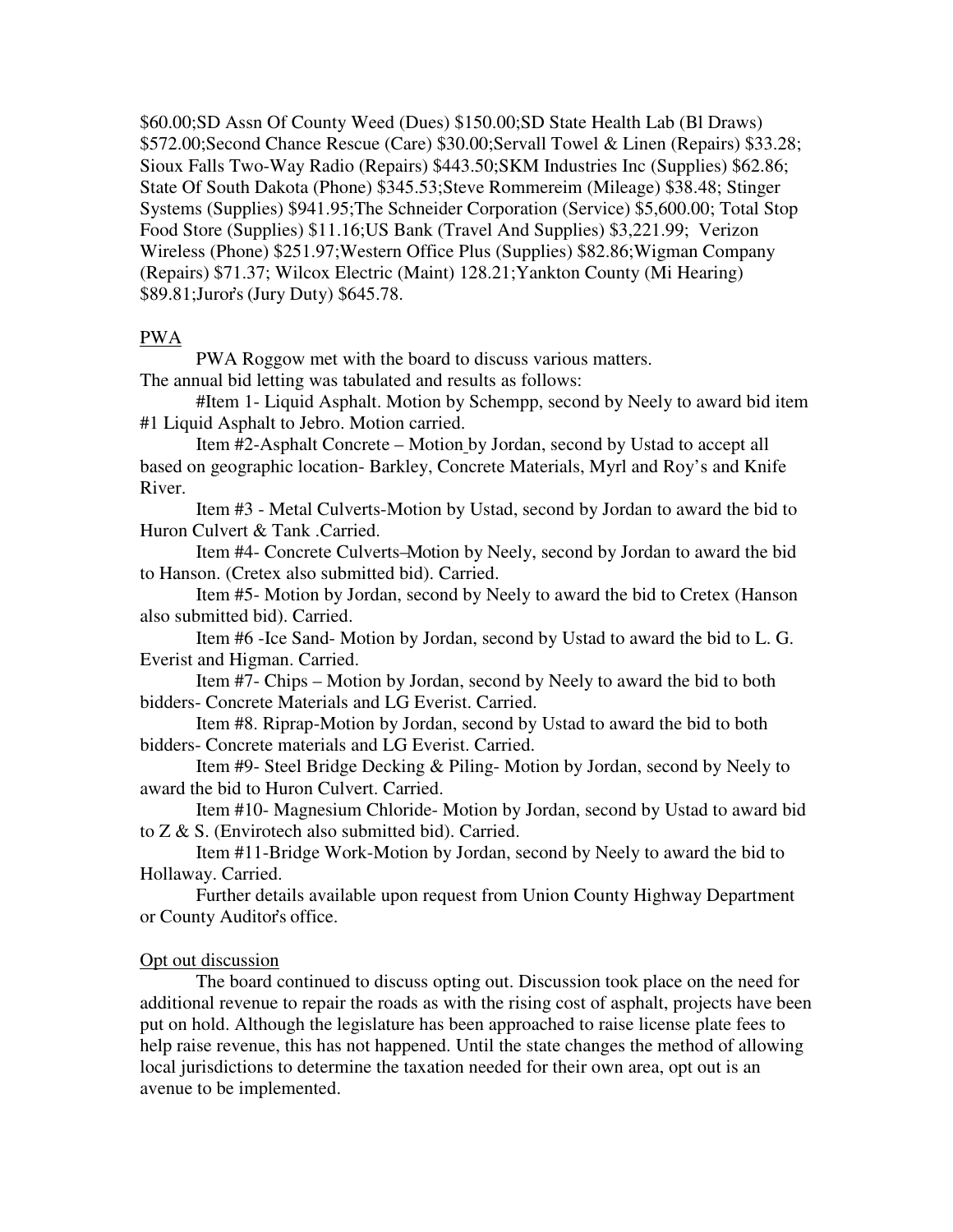$60.00;SD Assn Of County Weed (Dues) $150.00;SD State Health Lab (Bl Draws) $572.00;Second Chance Rescue (Care) $30.00;Servall Towel & Linen (Repairs) $33.28; Sioux Falls Two-Way Radio (Repairs) $443.50;SKM Industries Inc (Supplies) $62.86; State Of South Dakota (Phone) $345.53;Steve Rommereim (Mileage) $38.48; Stinger Systems (Supplies) $941.95;The Schneider Corporation (Service) $5,600.00; Total Stop Food Store (Supplies) $11.16;US Bank (Travel And Supplies) $3,221.99; Verizon Wireless (Phone) $251.97;Western Office Plus (Supplies) $82.86;Wigman Company (Repairs) $71.37; Wilcox Electric (Maint) 128.21;Yankton County (Mi Hearing) $89.81;Juror's (Jury Duty) $645.78.

PWA

PWA Roggow met with the board to discuss various matters.
The annual bid letting was tabulated and results as follows:

#Item 1- Liquid Asphalt. Motion by Schempp, second by Neely to award bid item #1 Liquid Asphalt to Jebro. Motion carried.

Item #2-Asphalt Concrete – Motion by Jordan, second by Ustad to accept all based on geographic location- Barkley, Concrete Materials, Myrl and Roy's and Knife River.

Item #3 - Metal Culverts-Motion by Ustad, second by Jordan to award the bid to Huron Culvert & Tank .Carried.

Item #4- Concrete Culverts–Motion by Neely, second by Jordan to award the bid to Hanson. (Cretex also submitted bid). Carried.

Item #5- Motion by Jordan, second by Neely to award the bid to Cretex (Hanson also submitted bid). Carried.

Item #6 -Ice Sand- Motion by Jordan, second by Ustad to award the bid to L. G. Everist and Higman. Carried.

Item #7- Chips – Motion by Jordan, second by Neely to award the bid to both bidders- Concrete Materials and LG Everist. Carried.

Item #8. Riprap-Motion by Jordan, second by Ustad to award the bid to both bidders- Concrete materials and LG Everist. Carried.

Item #9- Steel Bridge Decking & Piling- Motion by Jordan, second by Neely to award the bid to Huron Culvert. Carried.

Item #10- Magnesium Chloride- Motion by Jordan, second by Ustad to award bid to Z & S. (Envirotech also submitted bid). Carried.

Item #11-Bridge Work-Motion by Jordan, second by Neely to award the bid to Hollaway. Carried.

Further details available upon request from Union County Highway Department or County Auditor's office.

Opt out discussion

The board continued to discuss opting out. Discussion took place on the need for additional revenue to repair the roads as with the rising cost of asphalt, projects have been put on hold. Although the legislature has been approached to raise license plate fees to help raise revenue, this has not happened. Until the state changes the method of allowing local jurisdictions to determine the taxation needed for their own area, opt out is an avenue to be implemented.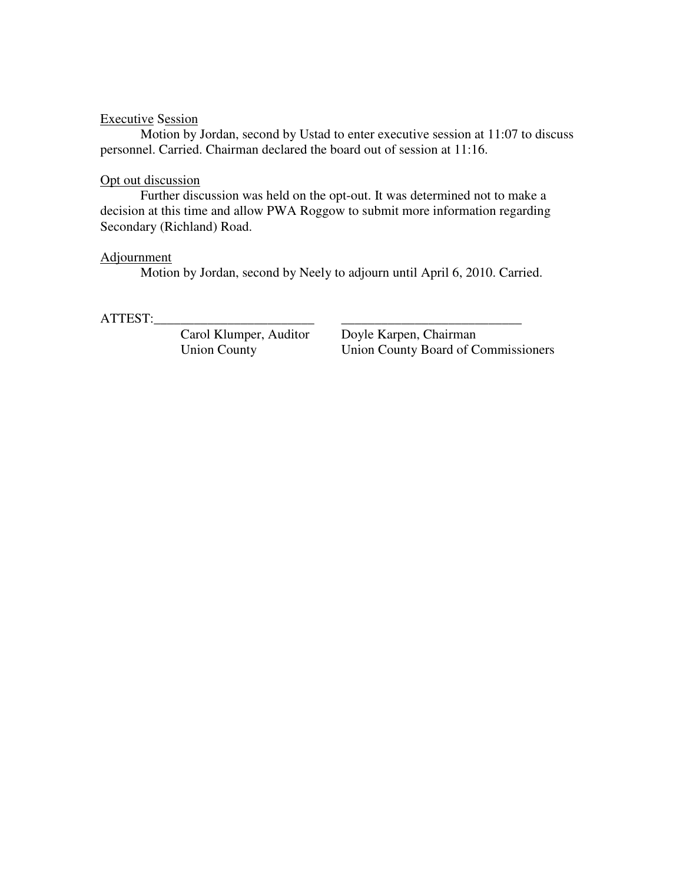Executive Session

Motion by Jordan, second by Ustad to enter executive session at 11:07 to discuss personnel. Carried. Chairman declared the board out of session at 11:16.

Opt out discussion

Further discussion was held on the opt-out. It was determined not to make a decision at this time and allow PWA Roggow to submit more information regarding Secondary (Richland) Road.

Adjournment

Motion by Jordan, second by Neely to adjourn until April 6, 2010. Carried.

ATTEST:________________________ ___________________________

Carol Klumper, Auditor
Union County

Doyle Karpen, Chairman
Union County Board of Commissioners